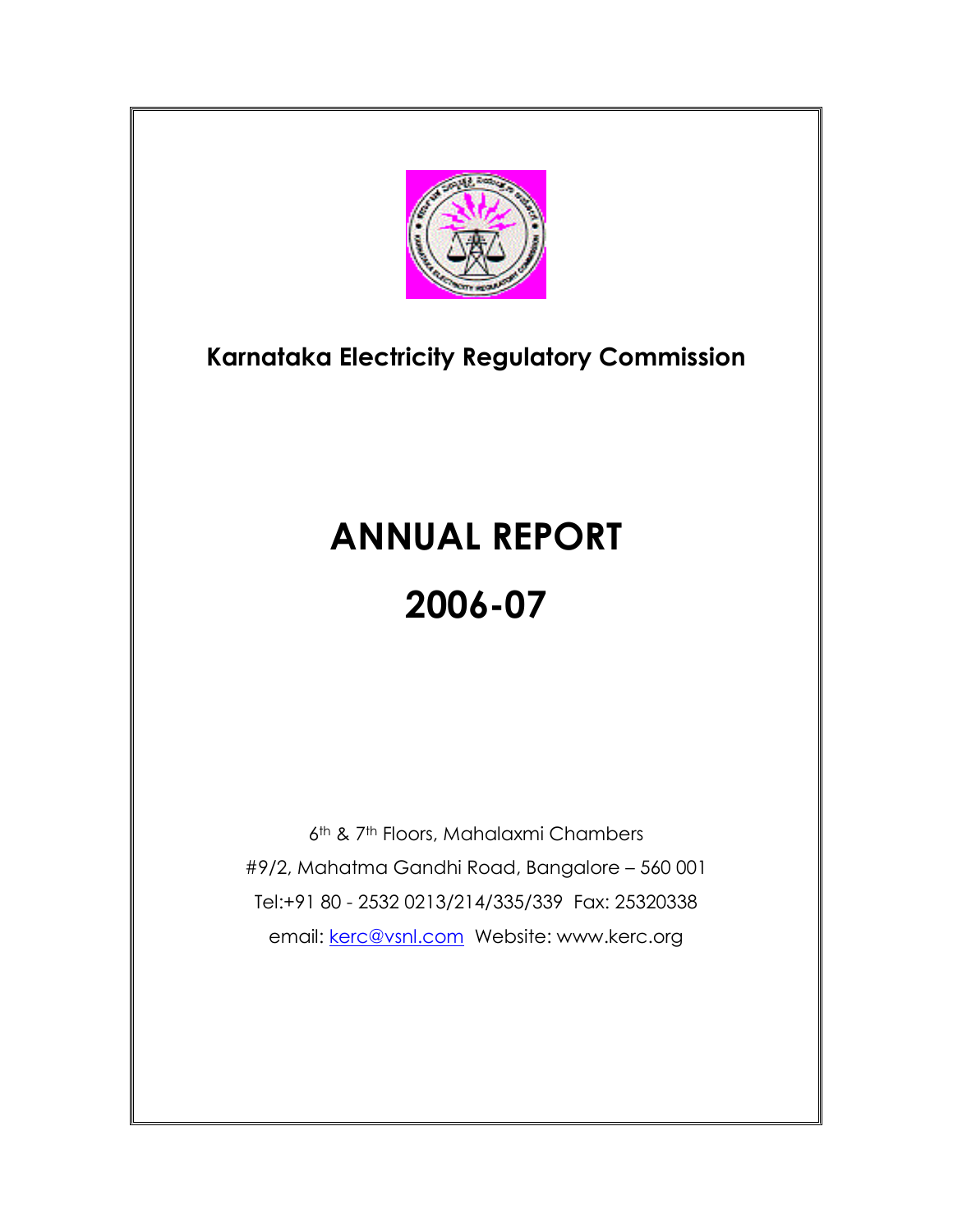**Karnataka Electricity Regulatory Commission**

# ANNUAL REPORT

# 2006-07

6th & 7th Floors, Mahalaxmi Chambers

#9/2, Mahatma Gandhi Road, Bangalore – 560 001

Tel:+91 80 - 2532 0213/214/335/339 Fax: 25320338

email: kerc@vsnl.com Website: www.kerc.org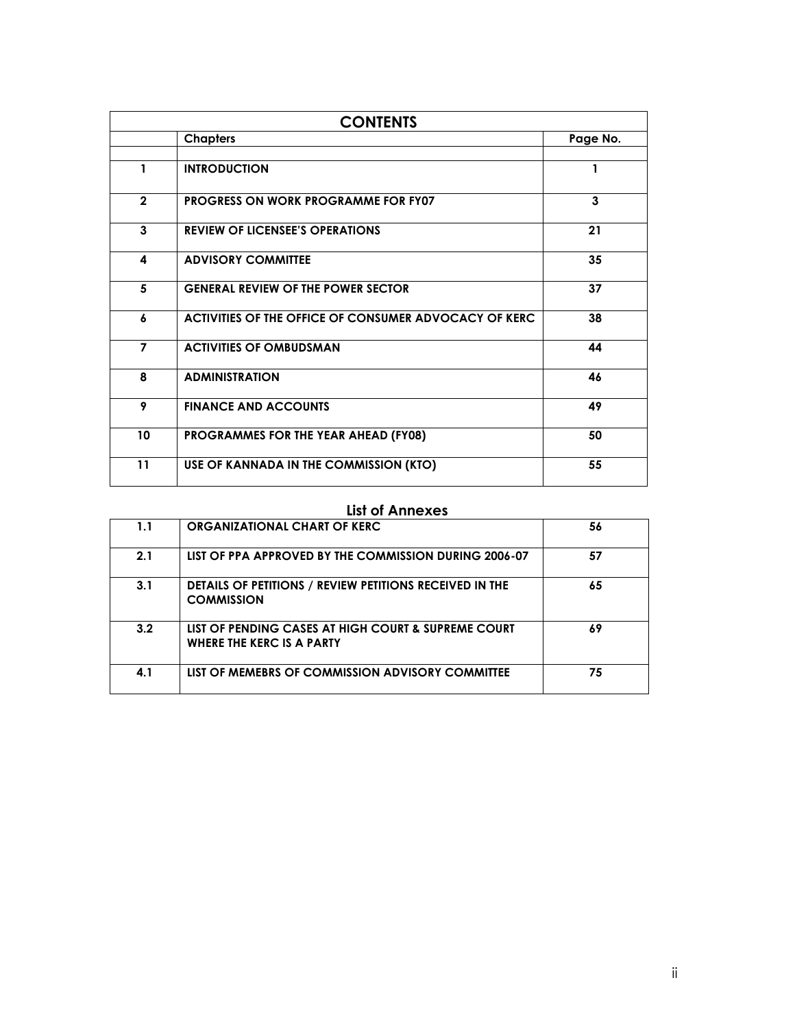| CONTENTS | | |
|---|---|---|
| | **Chapters** | **Page No.** |
| | | |
| **1** | **INTRODUCTION** | **1** |
| **2** | **PROGRESS ON WORK PROGRAMME FOR FY07** | **3** |
| **3** | **REVIEW OF LICENSEE'S OPERATIONS** | **21** |
| **4** | **ADVISORY COMMITTEE** | **35** |
| **5** | **GENERAL REVIEW OF THE POWER SECTOR** | **37** |
| **6** | **ACTIVITIES OF THE OFFICE OF CONSUMER ADVOCACY OF KERC** | **38** |
| **7** | **ACTIVITIES OF OMBUDSMAN** | **44** |
| **8** | **ADMINISTRATION** | **46** |
| **9** | **FINANCE AND ACCOUNTS** | **49** |
| **10** | **PROGRAMMES FOR THE YEAR AHEAD (FY08)** | **50** |
| **11** | **USE OF KANNADA IN THE COMMISSION (KTO)** | **55** |

## List of Annexes

| | | |
|---|---|---|
| **1.1** | **ORGANIZATIONAL CHART OF KERC** | **56** |
| **2.1** | **LIST OF PPA APPROVED BY THE COMMISSION DURING 2006-07** | **57** |
| **3.1** | **DETAILS OF PETITIONS / REVIEW PETITIONS RECEIVED IN THE COMMISSION** | **65** |
| **3.2** | **LIST OF PENDING CASES AT HIGH COURT & SUPREME COURT WHERE THE KERC IS A PARTY** | **69** |
| **4.1** | **LIST OF MEMEBRS OF COMMISSION ADVISORY COMMITTEE** | **75** |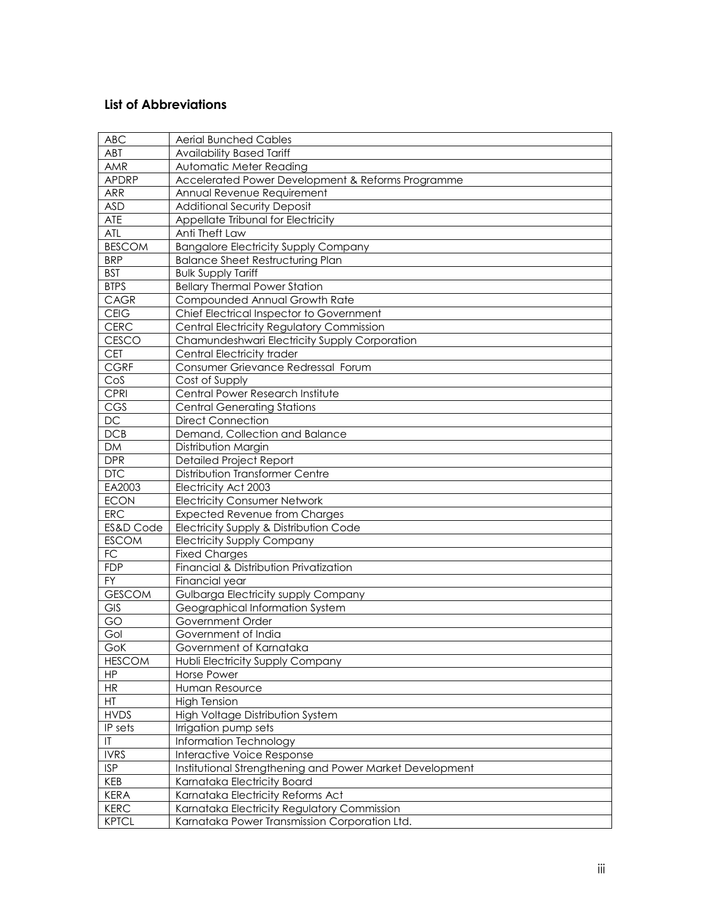## List of Abbreviations

| | |
|---|---|
| ABC | Aerial Bunched Cables |
| ABT | Availability Based Tariff |
| AMR | Automatic Meter Reading |
| APDRP | Accelerated Power Development & Reforms Programme |
| ARR | Annual Revenue Requirement |
| ASD | Additional Security Deposit |
| ATE | Appellate Tribunal for Electricity |
| ATL | Anti Theft Law |
| BESCOM | Bangalore Electricity Supply Company |
| BRP | Balance Sheet Restructuring Plan |
| BST | Bulk Supply Tariff |
| BTPS | Bellary Thermal Power Station |
| CAGR | Compounded Annual Growth Rate |
| CEIG | Chief Electrical Inspector to Government |
| CERC | Central Electricity Regulatory Commission |
| CESCO | Chamundeshwari Electricity Supply Corporation |
| CET | Central Electricity trader |
| CGRF | Consumer Grievance Redressal Forum |
| CoS | Cost of Supply |
| CPRI | Central Power Research Institute |
| CGS | Central Generating Stations |
| DC | Direct Connection |
| DCB | Demand, Collection and Balance |
| DM | Distribution Margin |
| DPR | Detailed Project Report |
| DTC | Distribution Transformer Centre |
| EA2003 | Electricity Act 2003 |
| ECON | Electricity Consumer Network |
| ERC | Expected Revenue from Charges |
| ES&D Code | Electricity Supply & Distribution Code |
| ESCOM | Electricity Supply Company |
| FC | Fixed Charges |
| FDP | Financial & Distribution Privatization |
| FY | Financial year |
| GESCOM | Gulbarga Electricity supply Company |
| GIS | Geographical Information System |
| GO | Government Order |
| GoI | Government of India |
| GoK | Government of Karnataka |
| HESCOM | Hubli Electricity Supply Company |
| HP | Horse Power |
| HR | Human Resource |
| HT | High Tension |
| HVDS | High Voltage Distribution System |
| IP sets | Irrigation pump sets |
| IT | Information Technology |
| IVRS | Interactive Voice Response |
| ISP | Institutional Strengthening and Power Market Development |
| KEB | Karnataka Electricity Board |
| KERA | Karnataka Electricity Reforms Act |
| KERC | Karnataka Electricity Regulatory Commission |
| KPTCL | Karnataka Power Transmission Corporation Ltd. |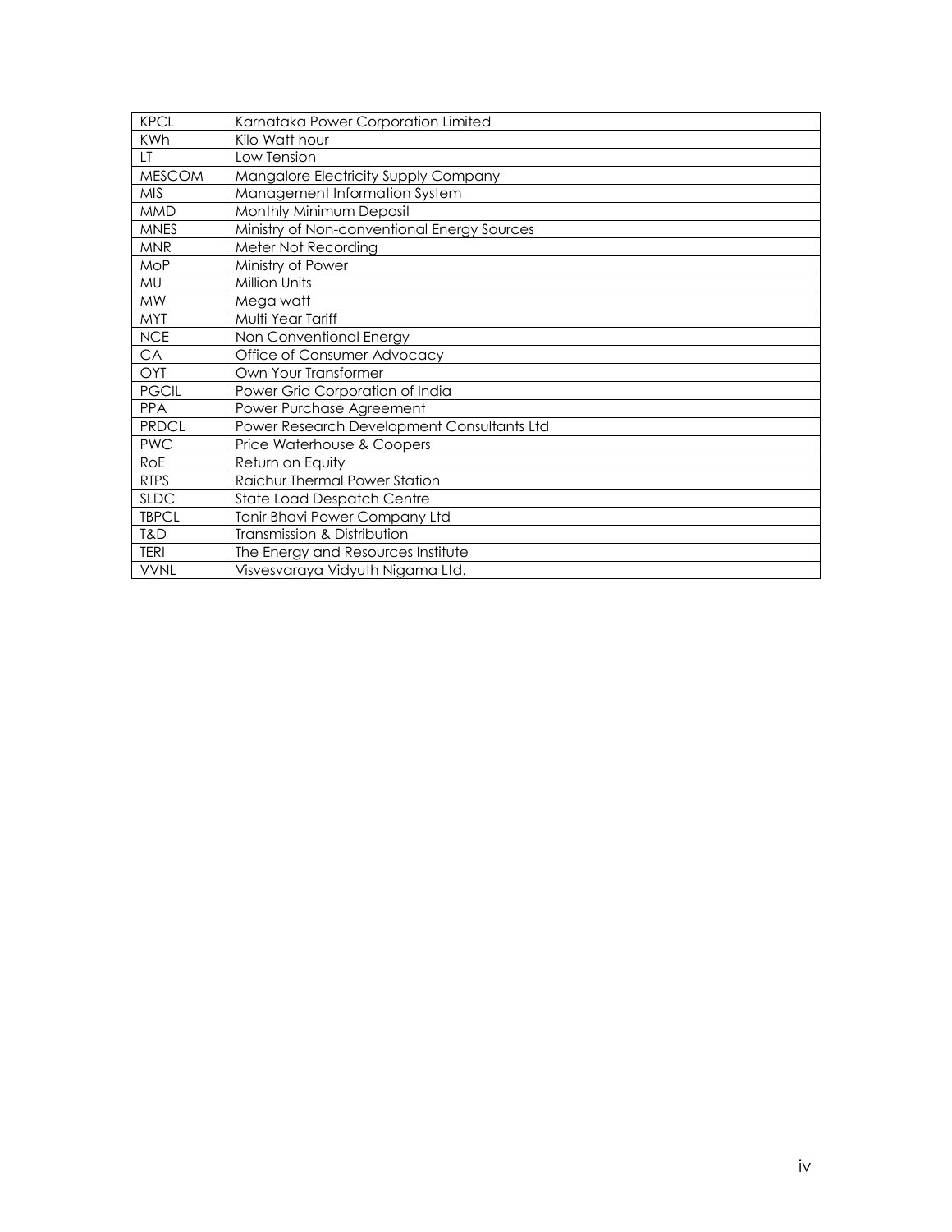| KPCL | Karnataka Power Corporation Limited |
|---|---|
| KWh | Kilo Watt hour |
| LT | Low Tension |
| MESCOM | Mangalore Electricity Supply Company |
| MIS | Management Information System |
| MMD | Monthly Minimum Deposit |
| MNES | Ministry of Non-conventional Energy Sources |
| MNR | Meter Not Recording |
| MoP | Ministry of Power |
| MU | Million Units |
| MW | Mega watt |
| MYT | Multi Year Tariff |
| NCE | Non Conventional Energy |
| CA | Office of Consumer Advocacy |
| OYT | Own Your Transformer |
| PGCIL | Power Grid Corporation of India |
| PPA | Power Purchase Agreement |
| PRDCL | Power Research Development Consultants Ltd |
| PWC | Price Waterhouse & Coopers |
| RoE | Return on Equity |
| RTPS | Raichur Thermal Power Station |
| SLDC | State Load Despatch Centre |
| TBPCL | Tanir Bhavi Power Company Ltd |
| T&D | Transmission & Distribution |
| TERI | The Energy and Resources Institute |
| VVNL | Visvesvaraya Vidyuth Nigama Ltd. |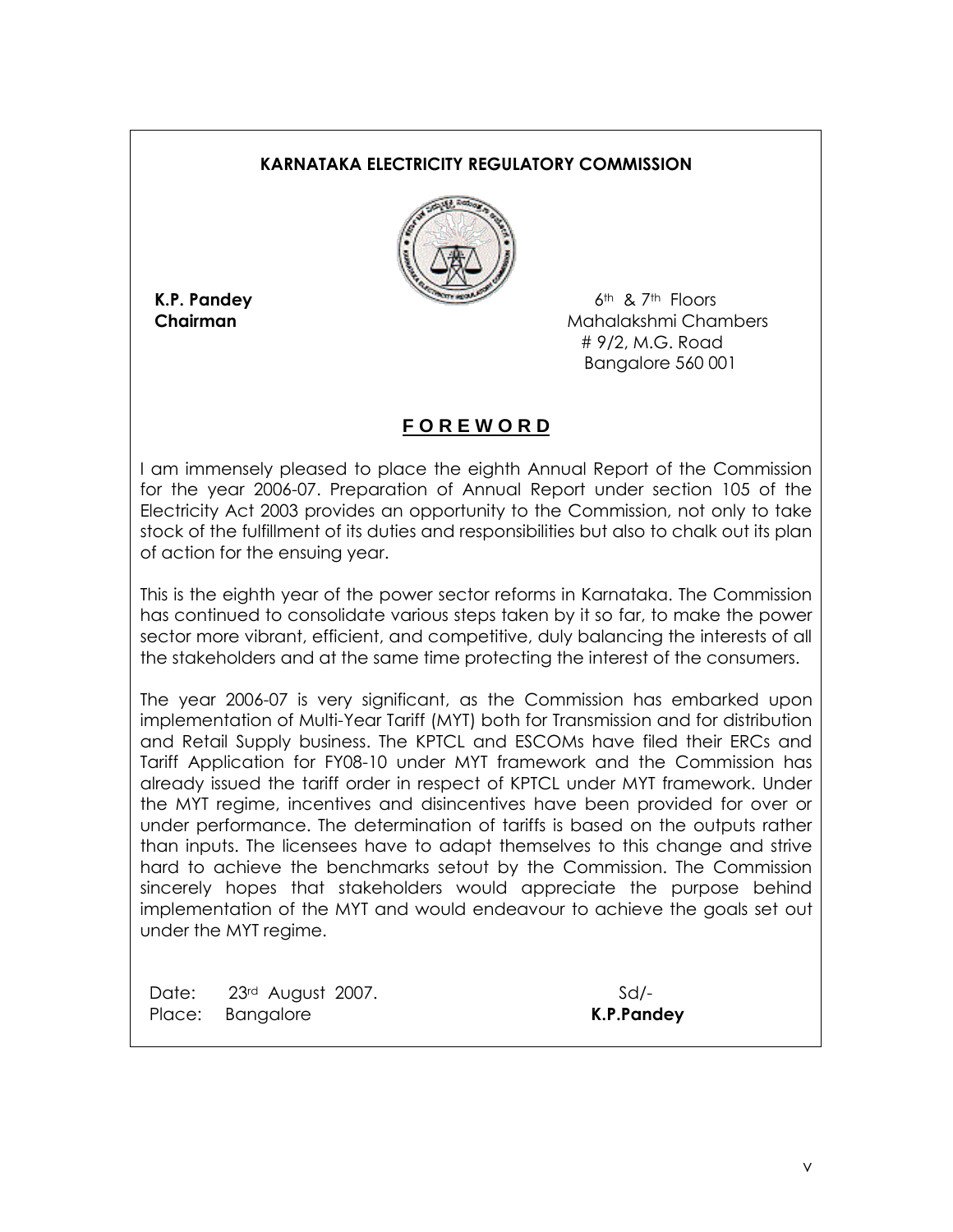## KARNATAKA ELECTRICITY REGULATORY COMMISSION

**K.P. Pandey**
**Chairman**

6th & 7th Floors
Mahalakshmi Chambers
# 9/2, M.G. Road
Bangalore 560 001

## F O R E W O R D

I am immensely pleased to place the eighth Annual Report of the Commission for the year 2006-07. Preparation of Annual Report under section 105 of the Electricity Act 2003 provides an opportunity to the Commission, not only to take stock of the fulfillment of its duties and responsibilities but also to chalk out its plan of action for the ensuing year.

This is the eighth year of the power sector reforms in Karnataka. The Commission has continued to consolidate various steps taken by it so far, to make the power sector more vibrant, efficient, and competitive, duly balancing the interests of all the stakeholders and at the same time protecting the interest of the consumers.

The year 2006-07 is very significant, as the Commission has embarked upon implementation of Multi-Year Tariff (MYT) both for Transmission and for distribution and Retail Supply business. The KPTCL and ESCOMs have filed their ERCs and Tariff Application for FY08-10 under MYT framework and the Commission has already issued the tariff order in respect of KPTCL under MYT framework. Under the MYT regime, incentives and disincentives have been provided for over or under performance. The determination of tariffs is based on the outputs rather than inputs. The licensees have to adapt themselves to this change and strive hard to achieve the benchmarks setout by the Commission. The Commission sincerely hopes that stakeholders would appreciate the purpose behind implementation of the MYT and would endeavour to achieve the goals set out under the MYT regime.

Date: 23rd August 2007.
Place: Bangalore

Sd/-
**K.P.Pandey**